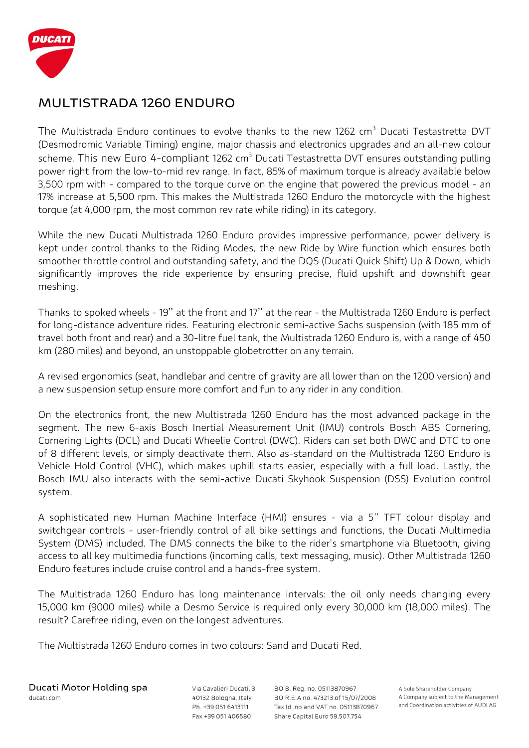# MULTISTRADA 1260 ENDURO

The Multistrada Enduro continues to evolve thanks to the new 1262 $cm^3$ Ducati Testastretta DVT (Desmodromic Variable Timing) engine, major chassis and electronics upgrades and an all-new colour scheme. This new Euro 4-compliant 1262 $cm^3$ Ducati Testastretta DVT ensures outstanding pulling power right from the low-to-mid rev range. In fact, 85% of maximum torque is already available below 3,500 rpm with - compared to the torque curve on the engine that powered the previous model - an 17% increase at 5,500 rpm. This makes the Multistrada 1260 Enduro the motorcycle with the highest torque (at 4,000 rpm, the most common rev rate while riding) in its category.

While the new Ducati Multistrada 1260 Enduro provides impressive performance, power delivery is kept under control thanks to the Riding Modes, the new Ride by Wire function which ensures both smoother throttle control and outstanding safety, and the DQS (Ducati Quick Shift) Up & Down, which significantly improves the ride experience by ensuring precise, fluid upshift and downshift gear meshing.

Thanks to spoked wheels - 19" at the front and 17" at the rear - the Multistrada 1260 Enduro is perfect for long-distance adventure rides. Featuring electronic semi-active Sachs suspension (with 185 mm of travel both front and rear) and a 30-litre fuel tank, the Multistrada 1260 Enduro is, with a range of 450 km (280 miles) and beyond, an unstoppable globetrotter on any terrain.

A revised ergonomics (seat, handlebar and centre of gravity are all lower than on the 1200 version) and a new suspension setup ensure more comfort and fun to any rider in any condition.

On the electronics front, the new Multistrada 1260 Enduro has the most advanced package in the segment. The new 6-axis Bosch Inertial Measurement Unit (IMU) controls Bosch ABS Cornering, Cornering Lights (DCL) and Ducati Wheelie Control (DWC). Riders can set both DWC and DTC to one of 8 different levels, or simply deactivate them. Also as-standard on the Multistrada 1260 Enduro is Vehicle Hold Control (VHC), which makes uphill starts easier, especially with a full load. Lastly, the Bosch IMU also interacts with the semi-active Ducati Skyhook Suspension (DSS) Evolution control system.

A sophisticated new Human Machine Interface (HMI) ensures - via a 5'' TFT colour display and switchgear controls - user-friendly control of all bike settings and functions, the Ducati Multimedia System (DMS) included. The DMS connects the bike to the rider's smartphone via Bluetooth, giving access to all key multimedia functions (incoming calls, text messaging, music). Other Multistrada 1260 Enduro features include cruise control and a hands-free system.

The Multistrada 1260 Enduro has long maintenance intervals: the oil only needs changing every 15,000 km (9000 miles) while a Desmo Service is required only every 30,000 km (18,000 miles). The result? Carefree riding, even on the longest adventures.

The Multistrada 1260 Enduro comes in two colours: Sand and Ducati Red.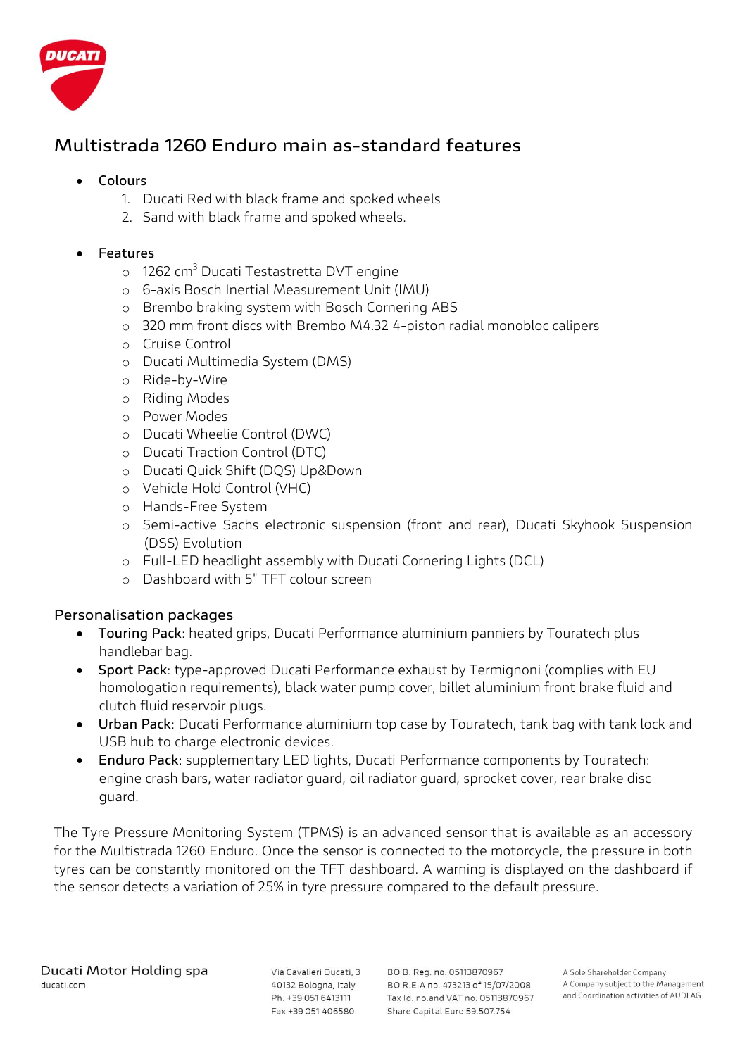## Multistrada 1260 Enduro main as-standard features

- Colours
  1. Ducati Red with black frame and spoked wheels
  2. Sand with black frame and spoked wheels.

- Features
  - 1262 cm$^3$ Ducati Testastretta DVT engine
  - 6-axis Bosch Inertial Measurement Unit (IMU)
  - Brembo braking system with Bosch Cornering ABS
  - 320 mm front discs with Brembo M4.32 4-piston radial monobloc calipers
  - Cruise Control
  - Ducati Multimedia System (DMS)
  - Ride-by-Wire
  - Riding Modes
  - Power Modes
  - Ducati Wheelie Control (DWC)
  - Ducati Traction Control (DTC)
  - Ducati Quick Shift (DQS) Up&Down
  - Vehicle Hold Control (VHC)
  - Hands-Free System
  - Semi-active Sachs electronic suspension (front and rear), Ducati Skyhook Suspension (DSS) Evolution
  - Full-LED headlight assembly with Ducati Cornering Lights (DCL)
  - Dashboard with 5" TFT colour screen

### Personalisation packages

- **Touring Pack**: heated grips, Ducati Performance aluminium panniers by Touratech plus handlebar bag.
- **Sport Pack**: type-approved Ducati Performance exhaust by Termignoni (complies with EU homologation requirements), black water pump cover, billet aluminium front brake fluid and clutch fluid reservoir plugs.
- **Urban Pack**: Ducati Performance aluminium top case by Touratech, tank bag with tank lock and USB hub to charge electronic devices.
- **Enduro Pack**: supplementary LED lights, Ducati Performance components by Touratech: engine crash bars, water radiator guard, oil radiator guard, sprocket cover, rear brake disc guard.

The Tyre Pressure Monitoring System (TPMS) is an advanced sensor that is available as an accessory for the Multistrada 1260 Enduro. Once the sensor is connected to the motorcycle, the pressure in both tyres can be constantly monitored on the TFT dashboard. A warning is displayed on the dashboard if the sensor detects a variation of 25% in tyre pressure compared to the default pressure.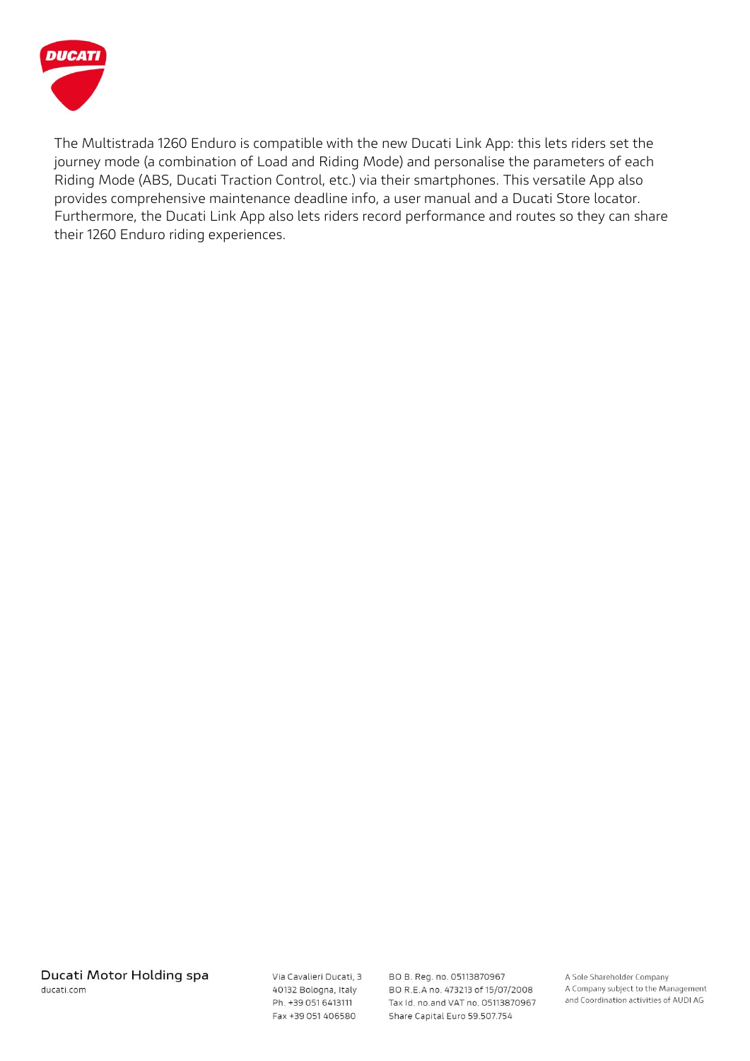The Multistrada 1260 Enduro is compatible with the new Ducati Link App: this lets riders set the journey mode (a combination of Load and Riding Mode) and personalise the parameters of each Riding Mode (ABS, Ducati Traction Control, etc.) via their smartphones. This versatile App also provides comprehensive maintenance deadline info, a user manual and a Ducati Store locator. Furthermore, the Ducati Link App also lets riders record performance and routes so they can share their 1260 Enduro riding experiences.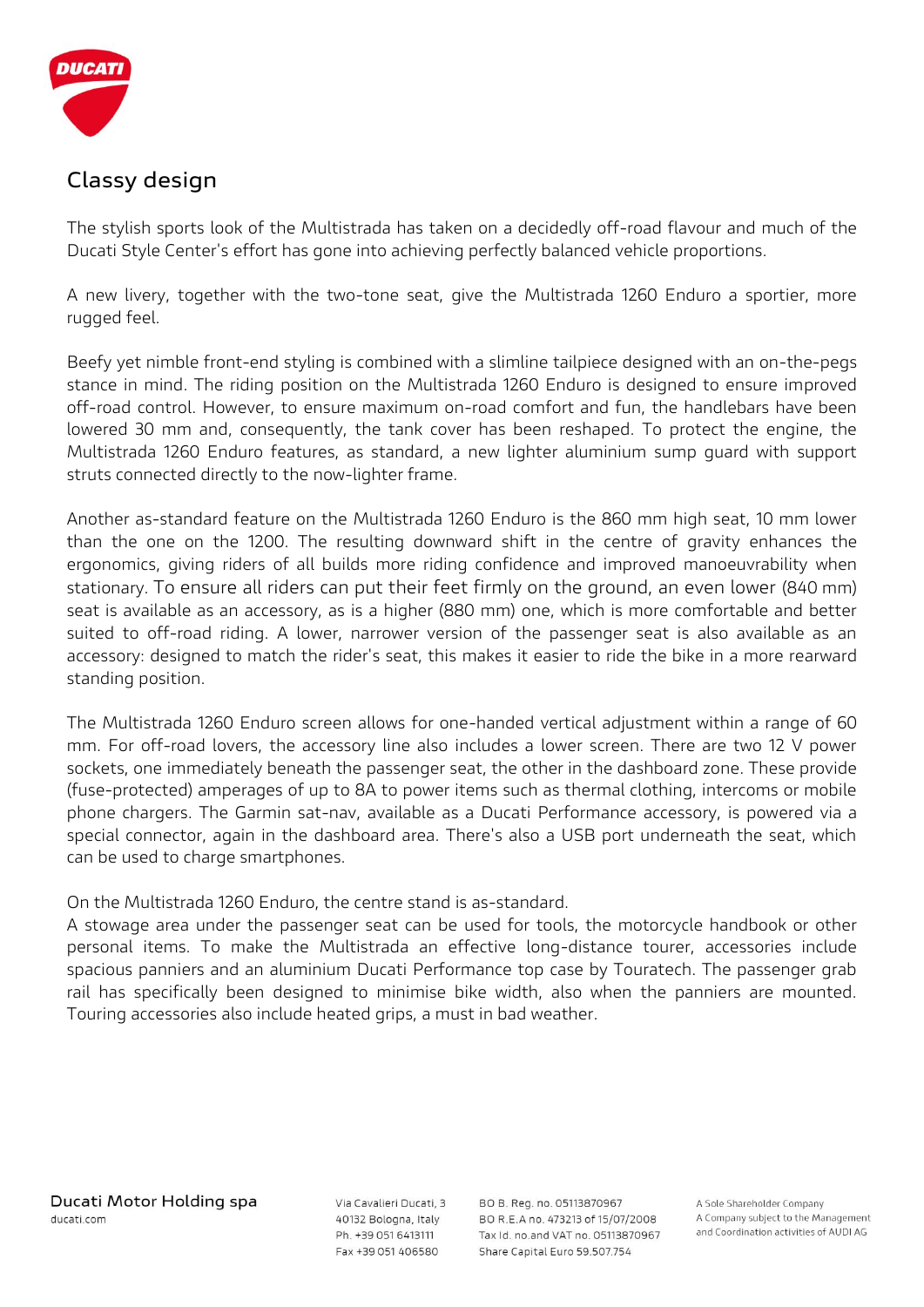## Classy design

The stylish sports look of the Multistrada has taken on a decidedly off-road flavour and much of the Ducati Style Center's effort has gone into achieving perfectly balanced vehicle proportions.

A new livery, together with the two-tone seat, give the Multistrada 1260 Enduro a sportier, more rugged feel.

Beefy yet nimble front-end styling is combined with a slimline tailpiece designed with an on-the-pegs stance in mind. The riding position on the Multistrada 1260 Enduro is designed to ensure improved off-road control. However, to ensure maximum on-road comfort and fun, the handlebars have been lowered 30 mm and, consequently, the tank cover has been reshaped. To protect the engine, the Multistrada 1260 Enduro features, as standard, a new lighter aluminium sump guard with support struts connected directly to the now-lighter frame.

Another as-standard feature on the Multistrada 1260 Enduro is the 860 mm high seat, 10 mm lower than the one on the 1200. The resulting downward shift in the centre of gravity enhances the ergonomics, giving riders of all builds more riding confidence and improved manoeuvrability when stationary. To ensure all riders can put their feet firmly on the ground, an even lower (840 mm) seat is available as an accessory, as is a higher (880 mm) one, which is more comfortable and better suited to off-road riding. A lower, narrower version of the passenger seat is also available as an accessory: designed to match the rider's seat, this makes it easier to ride the bike in a more rearward standing position.

The Multistrada 1260 Enduro screen allows for one-handed vertical adjustment within a range of 60 mm. For off-road lovers, the accessory line also includes a lower screen. There are two 12 V power sockets, one immediately beneath the passenger seat, the other in the dashboard zone. These provide (fuse-protected) amperages of up to 8A to power items such as thermal clothing, intercoms or mobile phone chargers. The Garmin sat-nav, available as a Ducati Performance accessory, is powered via a special connector, again in the dashboard area. There's also a USB port underneath the seat, which can be used to charge smartphones.

On the Multistrada 1260 Enduro, the centre stand is as-standard.
A stowage area under the passenger seat can be used for tools, the motorcycle handbook or other personal items. To make the Multistrada an effective long-distance tourer, accessories include spacious panniers and an aluminium Ducati Performance top case by Touratech. The passenger grab rail has specifically been designed to minimise bike width, also when the panniers are mounted. Touring accessories also include heated grips, a must in bad weather.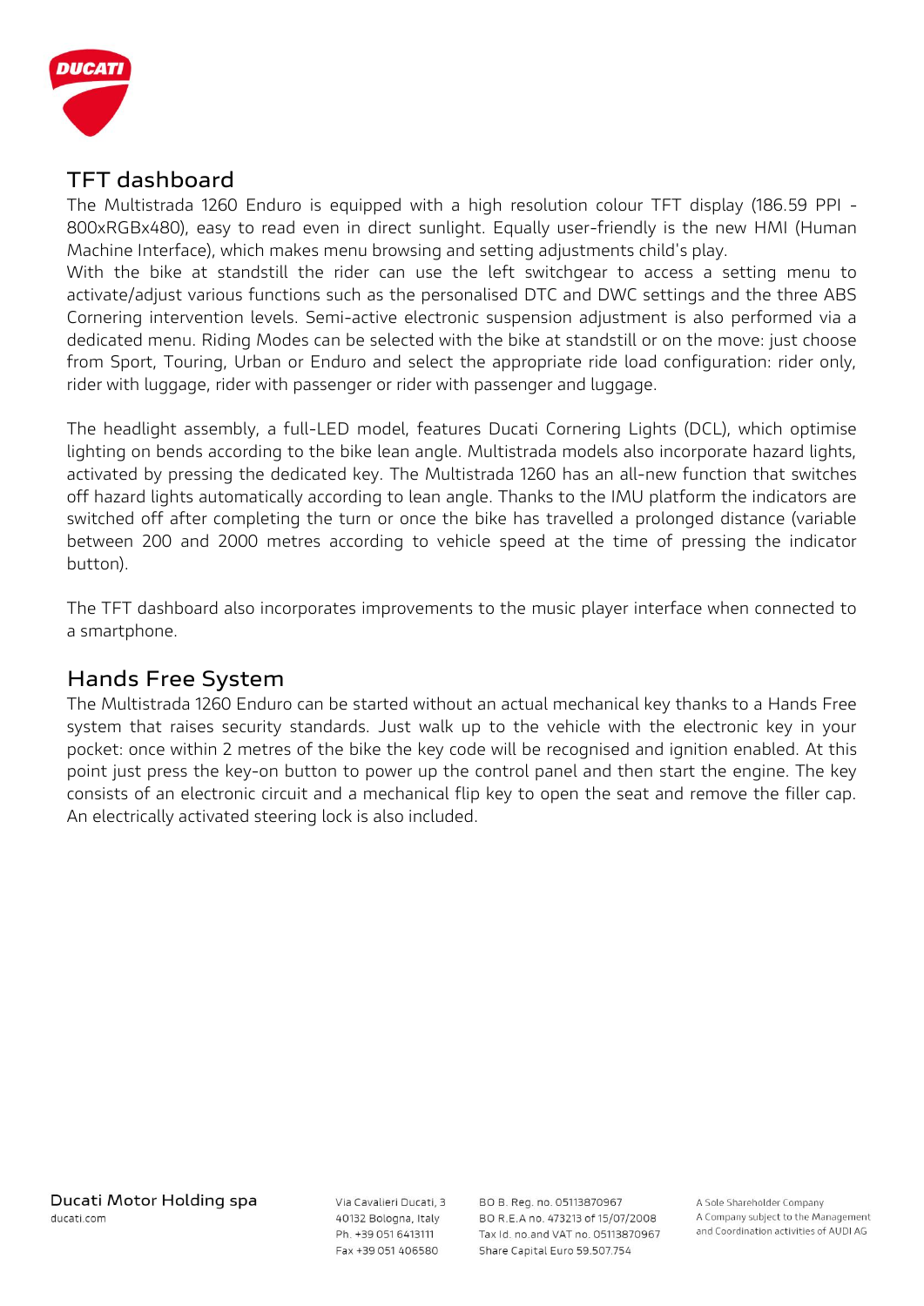## TFT dashboard

The Multistrada 1260 Enduro is equipped with a high resolution colour TFT display (186.59 PPI - 800xRGBx480), easy to read even in direct sunlight. Equally user-friendly is the new HMI (Human Machine Interface), which makes menu browsing and setting adjustments child's play.
With the bike at standstill the rider can use the left switchgear to access a setting menu to activate/adjust various functions such as the personalised DTC and DWC settings and the three ABS Cornering intervention levels. Semi-active electronic suspension adjustment is also performed via a dedicated menu. Riding Modes can be selected with the bike at standstill or on the move: just choose from Sport, Touring, Urban or Enduro and select the appropriate ride load configuration: rider only, rider with luggage, rider with passenger or rider with passenger and luggage.

The headlight assembly, a full-LED model, features Ducati Cornering Lights (DCL), which optimise lighting on bends according to the bike lean angle. Multistrada models also incorporate hazard lights, activated by pressing the dedicated key. The Multistrada 1260 has an all-new function that switches off hazard lights automatically according to lean angle. Thanks to the IMU platform the indicators are switched off after completing the turn or once the bike has travelled a prolonged distance (variable between 200 and 2000 metres according to vehicle speed at the time of pressing the indicator button).

The TFT dashboard also incorporates improvements to the music player interface when connected to a smartphone.

## Hands Free System

The Multistrada 1260 Enduro can be started without an actual mechanical key thanks to a Hands Free system that raises security standards. Just walk up to the vehicle with the electronic key in your pocket: once within 2 metres of the bike the key code will be recognised and ignition enabled. At this point just press the key-on button to power up the control panel and then start the engine. The key consists of an electronic circuit and a mechanical flip key to open the seat and remove the filler cap. An electrically activated steering lock is also included.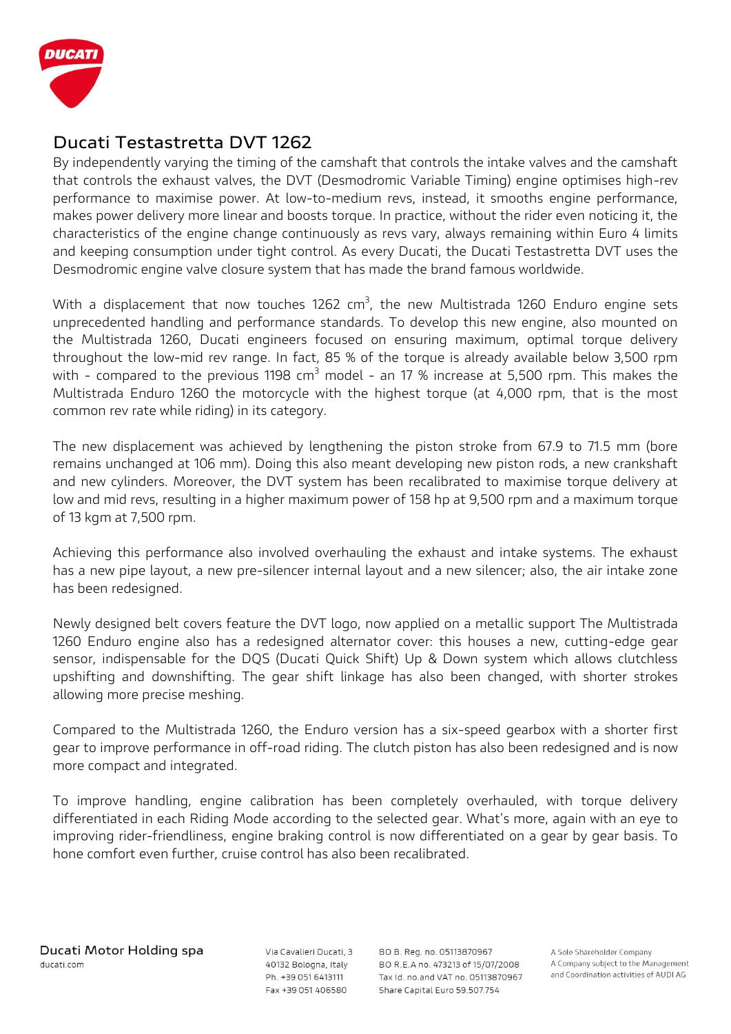## Ducati Testastretta DVT 1262

By independently varying the timing of the camshaft that controls the intake valves and the camshaft that controls the exhaust valves, the DVT (Desmodromic Variable Timing) engine optimises high-rev performance to maximise power. At low-to-medium revs, instead, it smooths engine performance, makes power delivery more linear and boosts torque. In practice, without the rider even noticing it, the characteristics of the engine change continuously as revs vary, always remaining within Euro 4 limits and keeping consumption under tight control. As every Ducati, the Ducati Testastretta DVT uses the Desmodromic engine valve closure system that has made the brand famous worldwide.

With a displacement that now touches 1262 $cm^3$, the new Multistrada 1260 Enduro engine sets unprecedented handling and performance standards. To develop this new engine, also mounted on the Multistrada 1260, Ducati engineers focused on ensuring maximum, optimal torque delivery throughout the low-mid rev range. In fact, 85 % of the torque is already available below 3,500 rpm with - compared to the previous 1198 $cm^3$ model - an 17 % increase at 5,500 rpm. This makes the Multistrada Enduro 1260 the motorcycle with the highest torque (at 4,000 rpm, that is the most common rev rate while riding) in its category.

The new displacement was achieved by lengthening the piston stroke from 67.9 to 71.5 mm (bore remains unchanged at 106 mm). Doing this also meant developing new piston rods, a new crankshaft and new cylinders. Moreover, the DVT system has been recalibrated to maximise torque delivery at low and mid revs, resulting in a higher maximum power of 158 hp at 9,500 rpm and a maximum torque of 13 kgm at 7,500 rpm.

Achieving this performance also involved overhauling the exhaust and intake systems. The exhaust has a new pipe layout, a new pre-silencer internal layout and a new silencer; also, the air intake zone has been redesigned.

Newly designed belt covers feature the DVT logo, now applied on a metallic support The Multistrada 1260 Enduro engine also has a redesigned alternator cover: this houses a new, cutting-edge gear sensor, indispensable for the DQS (Ducati Quick Shift) Up & Down system which allows clutchless upshifting and downshifting. The gear shift linkage has also been changed, with shorter strokes allowing more precise meshing.

Compared to the Multistrada 1260, the Enduro version has a six-speed gearbox with a shorter first gear to improve performance in off-road riding. The clutch piston has also been redesigned and is now more compact and integrated.

To improve handling, engine calibration has been completely overhauled, with torque delivery differentiated in each Riding Mode according to the selected gear. What's more, again with an eye to improving rider-friendliness, engine braking control is now differentiated on a gear by gear basis. To hone comfort even further, cruise control has also been recalibrated.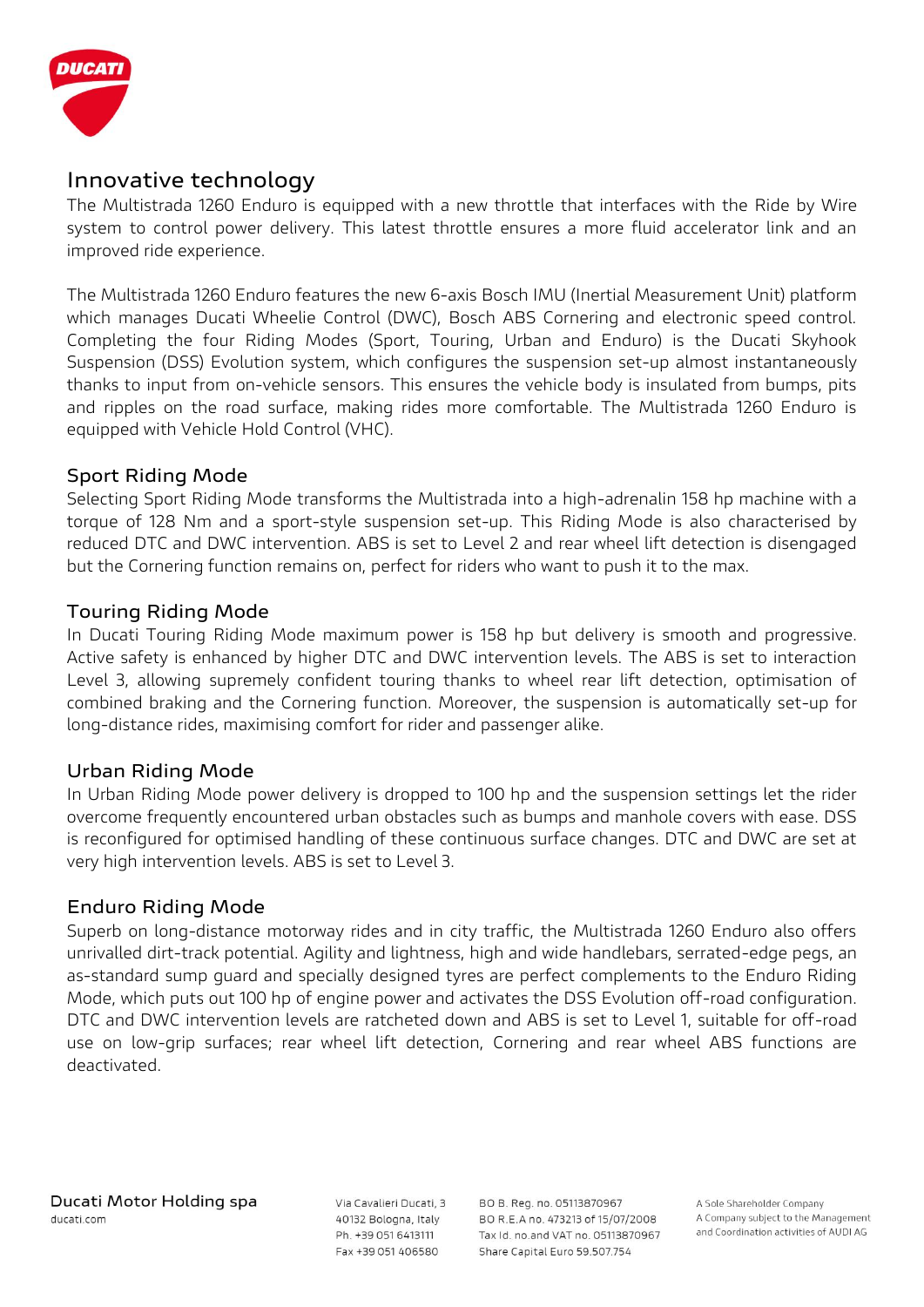## Innovative technology

The Multistrada 1260 Enduro is equipped with a new throttle that interfaces with the Ride by Wire system to control power delivery. This latest throttle ensures a more fluid accelerator link and an improved ride experience.

The Multistrada 1260 Enduro features the new 6-axis Bosch IMU (Inertial Measurement Unit) platform which manages Ducati Wheelie Control (DWC), Bosch ABS Cornering and electronic speed control. Completing the four Riding Modes (Sport, Touring, Urban and Enduro) is the Ducati Skyhook Suspension (DSS) Evolution system, which configures the suspension set-up almost instantaneously thanks to input from on-vehicle sensors. This ensures the vehicle body is insulated from bumps, pits and ripples on the road surface, making rides more comfortable. The Multistrada 1260 Enduro is equipped with Vehicle Hold Control (VHC).

## Sport Riding Mode

Selecting Sport Riding Mode transforms the Multistrada into a high-adrenalin 158 hp machine with a torque of 128 Nm and a sport-style suspension set-up. This Riding Mode is also characterised by reduced DTC and DWC intervention. ABS is set to Level 2 and rear wheel lift detection is disengaged but the Cornering function remains on, perfect for riders who want to push it to the max.

## Touring Riding Mode

In Ducati Touring Riding Mode maximum power is 158 hp but delivery is smooth and progressive. Active safety is enhanced by higher DTC and DWC intervention levels. The ABS is set to interaction Level 3, allowing supremely confident touring thanks to wheel rear lift detection, optimisation of combined braking and the Cornering function. Moreover, the suspension is automatically set-up for long-distance rides, maximising comfort for rider and passenger alike.

## Urban Riding Mode

In Urban Riding Mode power delivery is dropped to 100 hp and the suspension settings let the rider overcome frequently encountered urban obstacles such as bumps and manhole covers with ease. DSS is reconfigured for optimised handling of these continuous surface changes. DTC and DWC are set at very high intervention levels. ABS is set to Level 3.

## Enduro Riding Mode

Superb on long-distance motorway rides and in city traffic, the Multistrada 1260 Enduro also offers unrivalled dirt-track potential. Agility and lightness, high and wide handlebars, serrated-edge pegs, an as-standard sump guard and specially designed tyres are perfect complements to the Enduro Riding Mode, which puts out 100 hp of engine power and activates the DSS Evolution off-road configuration. DTC and DWC intervention levels are ratcheted down and ABS is set to Level 1, suitable for off-road use on low-grip surfaces; rear wheel lift detection, Cornering and rear wheel ABS functions are deactivated.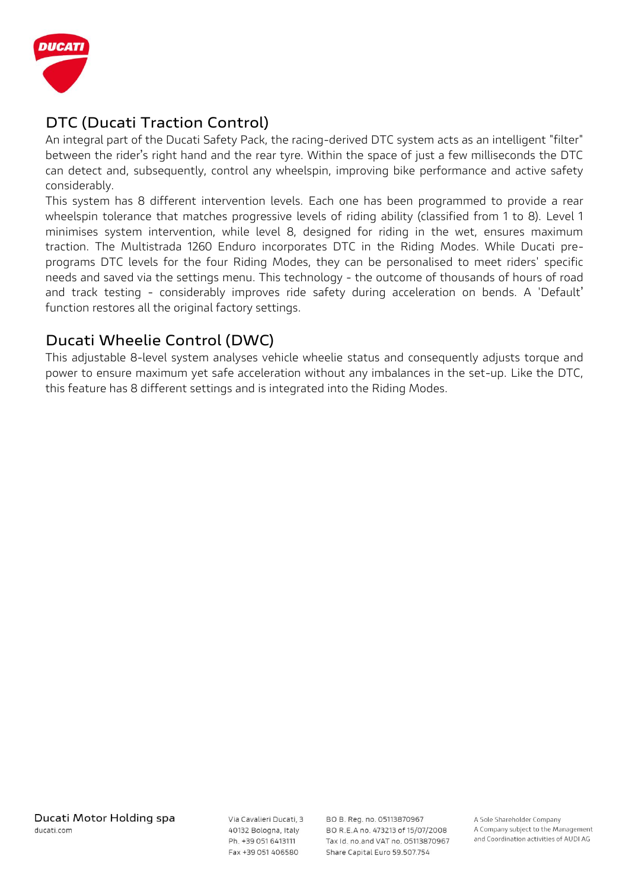## DTC (Ducati Traction Control)

An integral part of the Ducati Safety Pack, the racing-derived DTC system acts as an intelligent "filter" between the rider's right hand and the rear tyre. Within the space of just a few milliseconds the DTC can detect and, subsequently, control any wheelspin, improving bike performance and active safety considerably.

This system has 8 different intervention levels. Each one has been programmed to provide a rear wheelspin tolerance that matches progressive levels of riding ability (classified from 1 to 8). Level 1 minimises system intervention, while level 8, designed for riding in the wet, ensures maximum traction. The Multistrada 1260 Enduro incorporates DTC in the Riding Modes. While Ducati pre-programs DTC levels for the four Riding Modes, they can be personalised to meet riders' specific needs and saved via the settings menu. This technology - the outcome of thousands of hours of road and track testing - considerably improves ride safety during acceleration on bends. A 'Default' function restores all the original factory settings.

## Ducati Wheelie Control (DWC)

This adjustable 8-level system analyses vehicle wheelie status and consequently adjusts torque and power to ensure maximum yet safe acceleration without any imbalances in the set-up. Like the DTC, this feature has 8 different settings and is integrated into the Riding Modes.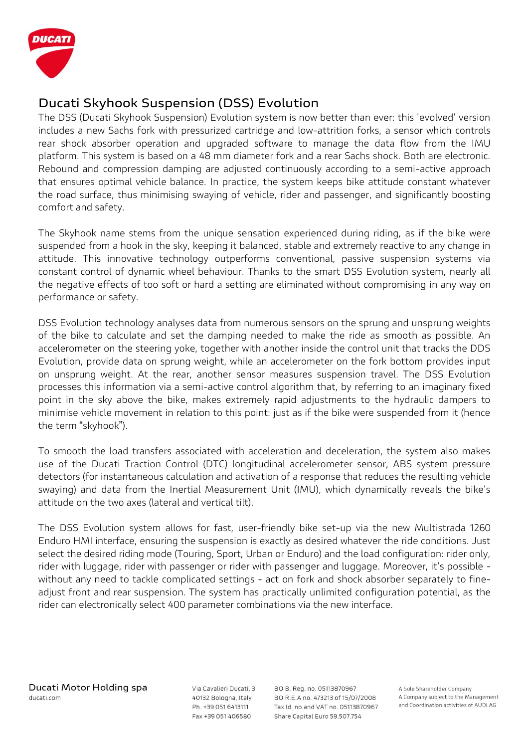## Ducati Skyhook Suspension (DSS) Evolution

The DSS (Ducati Skyhook Suspension) Evolution system is now better than ever: this 'evolved' version includes a new Sachs fork with pressurized cartridge and low-attrition forks, a sensor which controls rear shock absorber operation and upgraded software to manage the data flow from the IMU platform. This system is based on a 48 mm diameter fork and a rear Sachs shock. Both are electronic. Rebound and compression damping are adjusted continuously according to a semi-active approach that ensures optimal vehicle balance. In practice, the system keeps bike attitude constant whatever the road surface, thus minimising swaying of vehicle, rider and passenger, and significantly boosting comfort and safety.

The Skyhook name stems from the unique sensation experienced during riding, as if the bike were suspended from a hook in the sky, keeping it balanced, stable and extremely reactive to any change in attitude. This innovative technology outperforms conventional, passive suspension systems via constant control of dynamic wheel behaviour. Thanks to the smart DSS Evolution system, nearly all the negative effects of too soft or hard a setting are eliminated without compromising in any way on performance or safety.

DSS Evolution technology analyses data from numerous sensors on the sprung and unsprung weights of the bike to calculate and set the damping needed to make the ride as smooth as possible. An accelerometer on the steering yoke, together with another inside the control unit that tracks the DDS Evolution, provide data on sprung weight, while an accelerometer on the fork bottom provides input on unsprung weight. At the rear, another sensor measures suspension travel. The DSS Evolution processes this information via a semi-active control algorithm that, by referring to an imaginary fixed point in the sky above the bike, makes extremely rapid adjustments to the hydraulic dampers to minimise vehicle movement in relation to this point: just as if the bike were suspended from it (hence the term “skyhook”).

To smooth the load transfers associated with acceleration and deceleration, the system also makes use of the Ducati Traction Control (DTC) longitudinal accelerometer sensor, ABS system pressure detectors (for instantaneous calculation and activation of a response that reduces the resulting vehicle swaying) and data from the Inertial Measurement Unit (IMU), which dynamically reveals the bike's attitude on the two axes (lateral and vertical tilt).

The DSS Evolution system allows for fast, user-friendly bike set-up via the new Multistrada 1260 Enduro HMI interface, ensuring the suspension is exactly as desired whatever the ride conditions. Just select the desired riding mode (Touring, Sport, Urban or Enduro) and the load configuration: rider only, rider with luggage, rider with passenger or rider with passenger and luggage. Moreover, it's possible - without any need to tackle complicated settings - act on fork and shock absorber separately to fine-adjust front and rear suspension. The system has practically unlimited configuration potential, as the rider can electronically select 400 parameter combinations via the new interface.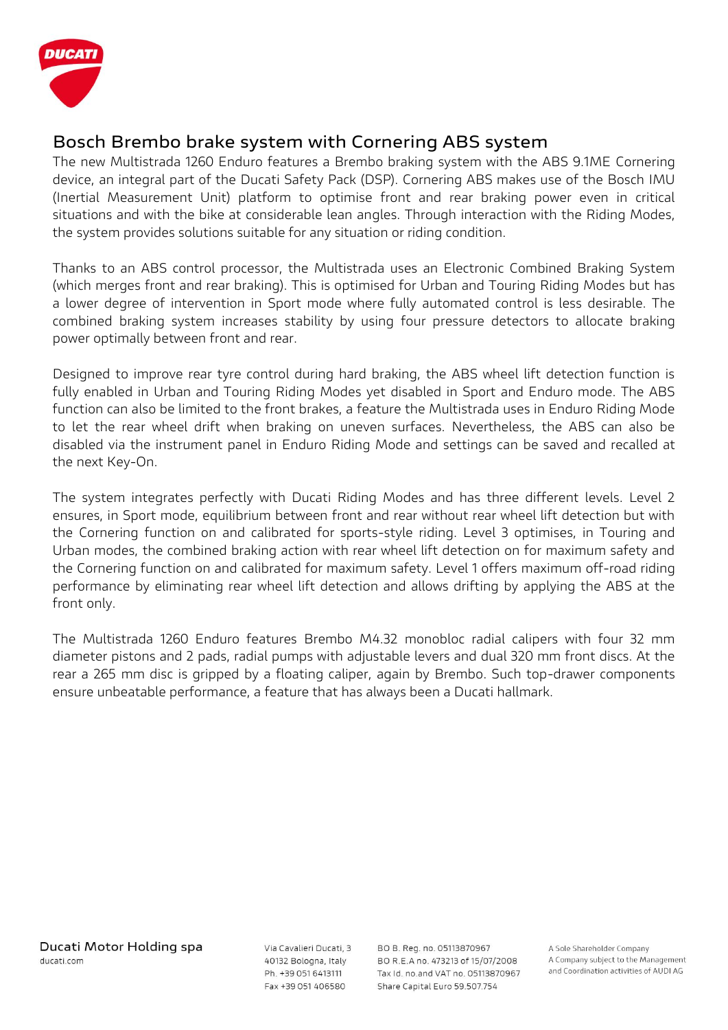## Bosch Brembo brake system with Cornering ABS system

The new Multistrada 1260 Enduro features a Brembo braking system with the ABS 9.1ME Cornering device, an integral part of the Ducati Safety Pack (DSP). Cornering ABS makes use of the Bosch IMU (Inertial Measurement Unit) platform to optimise front and rear braking power even in critical situations and with the bike at considerable lean angles. Through interaction with the Riding Modes, the system provides solutions suitable for any situation or riding condition.

Thanks to an ABS control processor, the Multistrada uses an Electronic Combined Braking System (which merges front and rear braking). This is optimised for Urban and Touring Riding Modes but has a lower degree of intervention in Sport mode where fully automated control is less desirable. The combined braking system increases stability by using four pressure detectors to allocate braking power optimally between front and rear.

Designed to improve rear tyre control during hard braking, the ABS wheel lift detection function is fully enabled in Urban and Touring Riding Modes yet disabled in Sport and Enduro mode. The ABS function can also be limited to the front brakes, a feature the Multistrada uses in Enduro Riding Mode to let the rear wheel drift when braking on uneven surfaces. Nevertheless, the ABS can also be disabled via the instrument panel in Enduro Riding Mode and settings can be saved and recalled at the next Key-On.

The system integrates perfectly with Ducati Riding Modes and has three different levels. Level 2 ensures, in Sport mode, equilibrium between front and rear without rear wheel lift detection but with the Cornering function on and calibrated for sports-style riding. Level 3 optimises, in Touring and Urban modes, the combined braking action with rear wheel lift detection on for maximum safety and the Cornering function on and calibrated for maximum safety. Level 1 offers maximum off-road riding performance by eliminating rear wheel lift detection and allows drifting by applying the ABS at the front only.

The Multistrada 1260 Enduro features Brembo M4.32 monobloc radial calipers with four 32 mm diameter pistons and 2 pads, radial pumps with adjustable levers and dual 320 mm front discs. At the rear a 265 mm disc is gripped by a floating caliper, again by Brembo. Such top-drawer components ensure unbeatable performance, a feature that has always been a Ducati hallmark.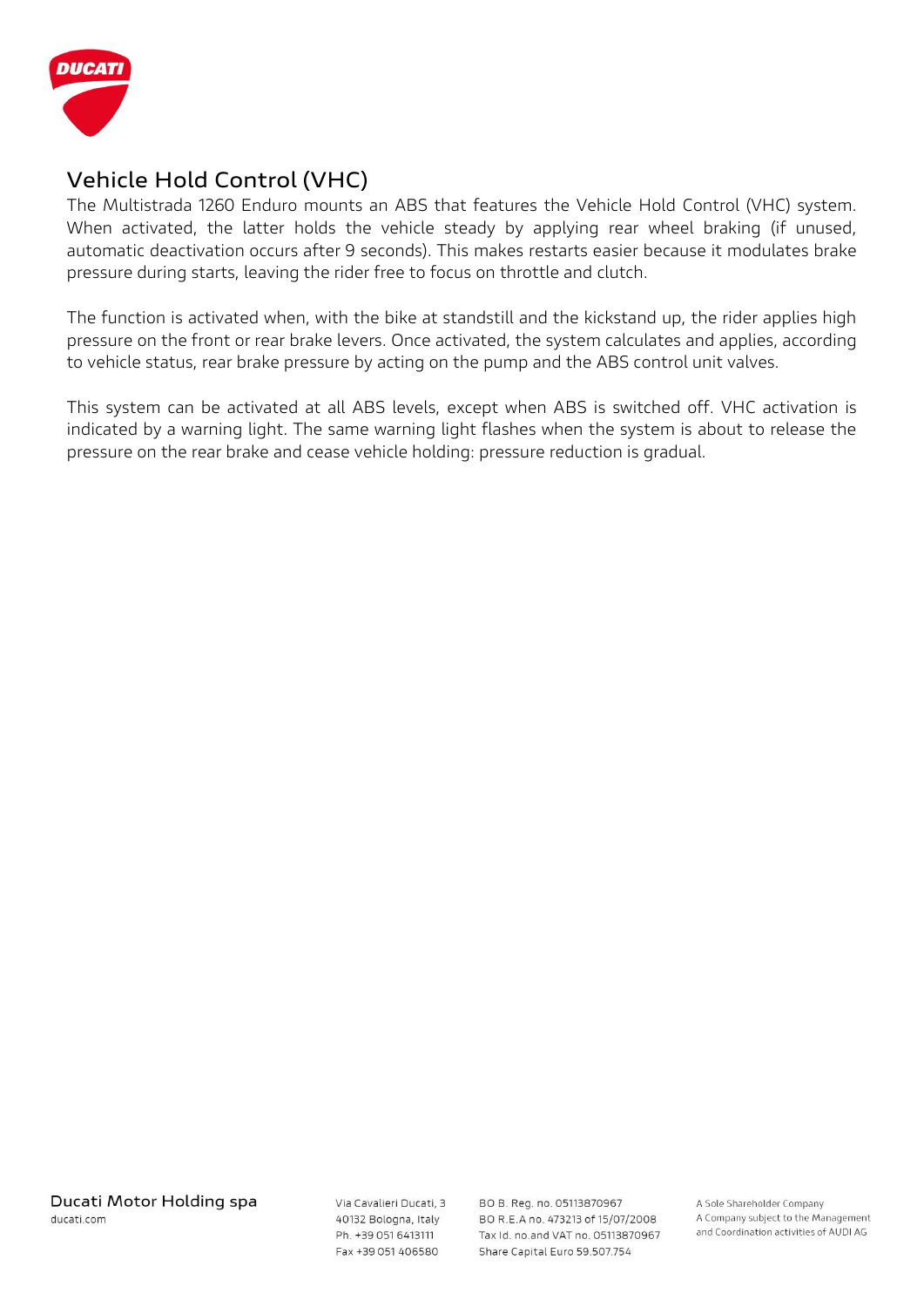## Vehicle Hold Control (VHC)

The Multistrada 1260 Enduro mounts an ABS that features the Vehicle Hold Control (VHC) system. When activated, the latter holds the vehicle steady by applying rear wheel braking (if unused, automatic deactivation occurs after 9 seconds). This makes restarts easier because it modulates brake pressure during starts, leaving the rider free to focus on throttle and clutch.

The function is activated when, with the bike at standstill and the kickstand up, the rider applies high pressure on the front or rear brake levers. Once activated, the system calculates and applies, according to vehicle status, rear brake pressure by acting on the pump and the ABS control unit valves.

This system can be activated at all ABS levels, except when ABS is switched off. VHC activation is indicated by a warning light. The same warning light flashes when the system is about to release the pressure on the rear brake and cease vehicle holding: pressure reduction is gradual.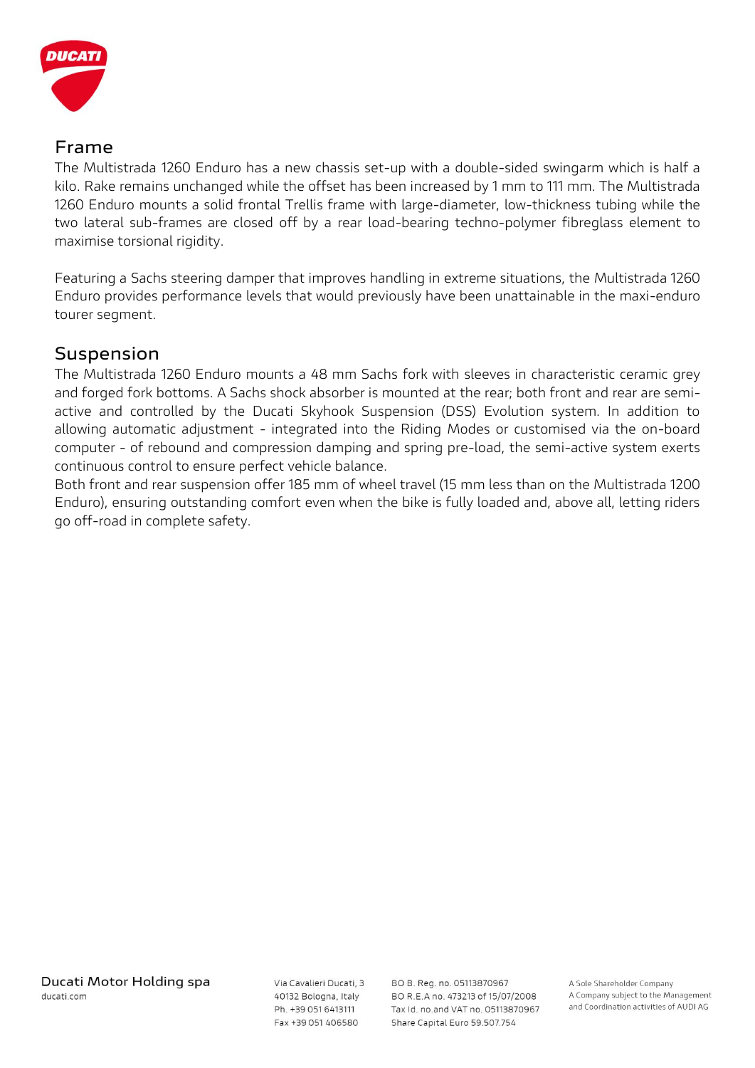## Frame

The Multistrada 1260 Enduro has a new chassis set-up with a double-sided swingarm which is half a kilo. Rake remains unchanged while the offset has been increased by 1 mm to 111 mm. The Multistrada 1260 Enduro mounts a solid frontal Trellis frame with large-diameter, low-thickness tubing while the two lateral sub-frames are closed off by a rear load-bearing techno-polymer fibreglass element to maximise torsional rigidity.

Featuring a Sachs steering damper that improves handling in extreme situations, the Multistrada 1260 Enduro provides performance levels that would previously have been unattainable in the maxi-enduro tourer segment.

## Suspension

The Multistrada 1260 Enduro mounts a 48 mm Sachs fork with sleeves in characteristic ceramic grey and forged fork bottoms. A Sachs shock absorber is mounted at the rear; both front and rear are semi-active and controlled by the Ducati Skyhook Suspension (DSS) Evolution system. In addition to allowing automatic adjustment - integrated into the Riding Modes or customised via the on-board computer - of rebound and compression damping and spring pre-load, the semi-active system exerts continuous control to ensure perfect vehicle balance.
Both front and rear suspension offer 185 mm of wheel travel (15 mm less than on the Multistrada 1200 Enduro), ensuring outstanding comfort even when the bike is fully loaded and, above all, letting riders go off-road in complete safety.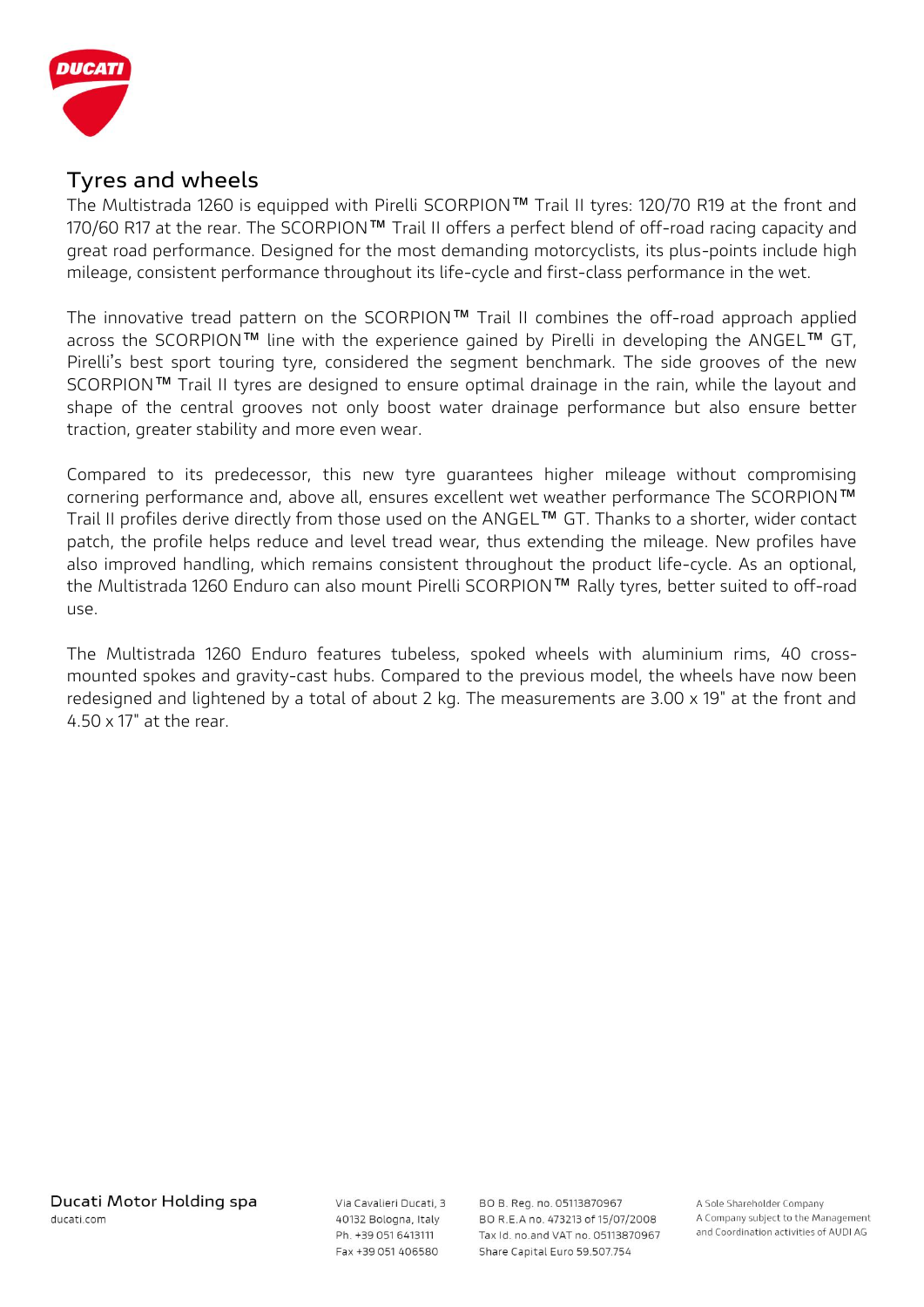## Tyres and wheels

The Multistrada 1260 is equipped with Pirelli SCORPION™ Trail II tyres: 120/70 R19 at the front and 170/60 R17 at the rear. The SCORPION™ Trail II offers a perfect blend of off-road racing capacity and great road performance. Designed for the most demanding motorcyclists, its plus-points include high mileage, consistent performance throughout its life-cycle and first-class performance in the wet.

The innovative tread pattern on the SCORPION™ Trail II combines the off-road approach applied across the SCORPION™ line with the experience gained by Pirelli in developing the ANGEL™ GT, Pirelli's best sport touring tyre, considered the segment benchmark. The side grooves of the new SCORPION™ Trail II tyres are designed to ensure optimal drainage in the rain, while the layout and shape of the central grooves not only boost water drainage performance but also ensure better traction, greater stability and more even wear.

Compared to its predecessor, this new tyre guarantees higher mileage without compromising cornering performance and, above all, ensures excellent wet weather performance The SCORPION™ Trail II profiles derive directly from those used on the ANGEL™ GT. Thanks to a shorter, wider contact patch, the profile helps reduce and level tread wear, thus extending the mileage. New profiles have also improved handling, which remains consistent throughout the product life-cycle. As an optional, the Multistrada 1260 Enduro can also mount Pirelli SCORPION™ Rally tyres, better suited to off-road use.

The Multistrada 1260 Enduro features tubeless, spoked wheels with aluminium rims, 40 cross-mounted spokes and gravity-cast hubs. Compared to the previous model, the wheels have now been redesigned and lightened by a total of about 2 kg. The measurements are 3.00 x 19" at the front and 4.50 x 17" at the rear.